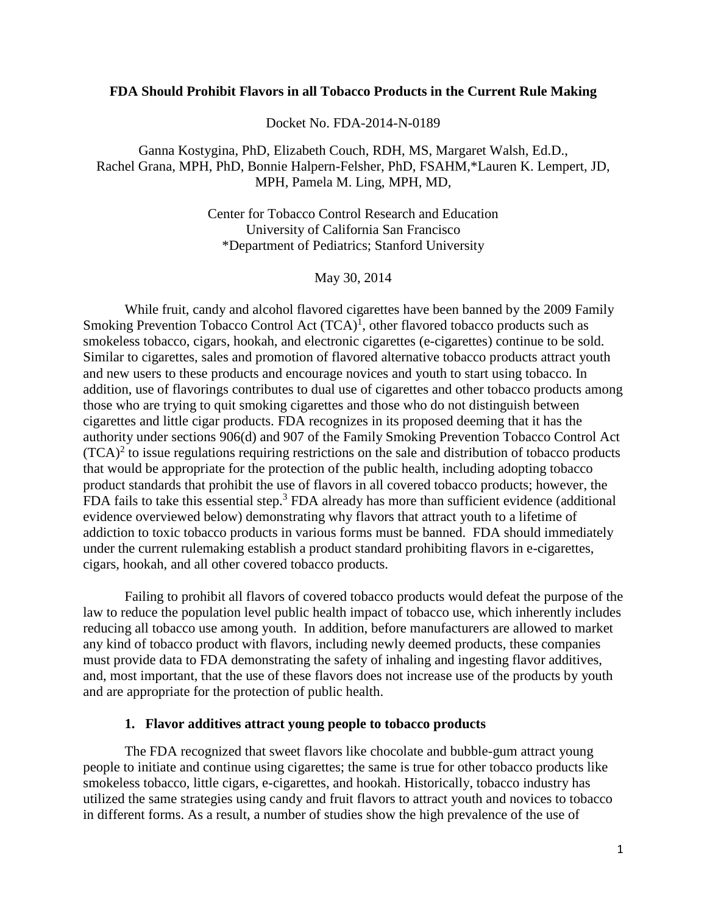**FDA Should Prohibit Flavors in all Tobacco Products in the Current Rule Making**

Docket No. FDA-2014-N-0189

Ganna Kostygina, PhD, Elizabeth Couch, RDH, MS, Margaret Walsh, Ed.D., Rachel Grana, MPH, PhD, Bonnie Halpern-Felsher, PhD, FSAHM,*Lauren K. Lempert, JD, MPH, Pamela M. Ling, MPH, MD,

Center for Tobacco Control Research and Education
University of California San Francisco
*Department of Pediatrics; Stanford University

May 30, 2014

While fruit, candy and alcohol flavored cigarettes have been banned by the 2009 Family Smoking Prevention Tobacco Control Act (TCA)[1], other flavored tobacco products such as smokeless tobacco, cigars, hookah, and electronic cigarettes (e-cigarettes) continue to be sold. Similar to cigarettes, sales and promotion of flavored alternative tobacco products attract youth and new users to these products and encourage novices and youth to start using tobacco. In addition, use of flavorings contributes to dual use of cigarettes and other tobacco products among those who are trying to quit smoking cigarettes and those who do not distinguish between cigarettes and little cigar products. FDA recognizes in its proposed deeming that it has the authority under sections 906(d) and 907 of the Family Smoking Prevention Tobacco Control Act (TCA)[2] to issue regulations requiring restrictions on the sale and distribution of tobacco products that would be appropriate for the protection of the public health, including adopting tobacco product standards that prohibit the use of flavors in all covered tobacco products; however, the FDA fails to take this essential step.[3] FDA already has more than sufficient evidence (additional evidence overviewed below) demonstrating why flavors that attract youth to a lifetime of addiction to toxic tobacco products in various forms must be banned. FDA should immediately under the current rulemaking establish a product standard prohibiting flavors in e-cigarettes, cigars, hookah, and all other covered tobacco products.

Failing to prohibit all flavors of covered tobacco products would defeat the purpose of the law to reduce the population level public health impact of tobacco use, which inherently includes reducing all tobacco use among youth. In addition, before manufacturers are allowed to market any kind of tobacco product with flavors, including newly deemed products, these companies must provide data to FDA demonstrating the safety of inhaling and ingesting flavor additives, and, most important, that the use of these flavors does not increase use of the products by youth and are appropriate for the protection of public health.

## 1. Flavor additives attract young people to tobacco products

The FDA recognized that sweet flavors like chocolate and bubble-gum attract young people to initiate and continue using cigarettes; the same is true for other tobacco products like smokeless tobacco, little cigars, e-cigarettes, and hookah. Historically, tobacco industry has utilized the same strategies using candy and fruit flavors to attract youth and novices to tobacco in different forms. As a result, a number of studies show the high prevalence of the use of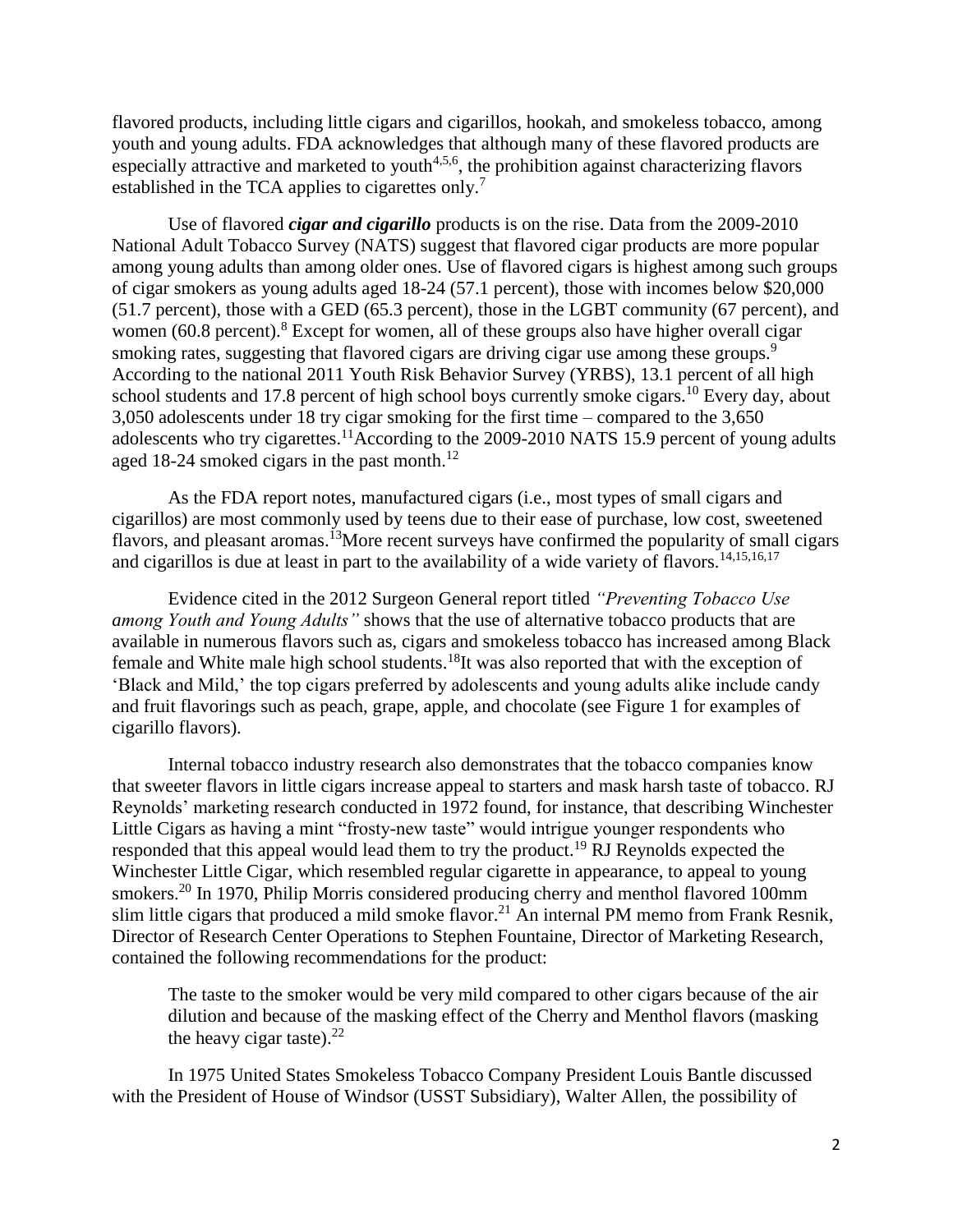flavored products, including little cigars and cigarillos, hookah, and smokeless tobacco, among youth and young adults. FDA acknowledges that although many of these flavored products are especially attractive and marketed to youth[4,5,6], the prohibition against characterizing flavors established in the TCA applies to cigarettes only.[7]

Use of flavored ***cigar and cigarillo*** products is on the rise. Data from the 2009-2010 National Adult Tobacco Survey (NATS) suggest that flavored cigar products are more popular among young adults than among older ones. Use of flavored cigars is highest among such groups of cigar smokers as young adults aged 18-24 (57.1 percent), those with incomes below $20,000 (51.7 percent), those with a GED (65.3 percent), those in the LGBT community (67 percent), and women (60.8 percent).[8] Except for women, all of these groups also have higher overall cigar smoking rates, suggesting that flavored cigars are driving cigar use among these groups.[9] According to the national 2011 Youth Risk Behavior Survey (YRBS), 13.1 percent of all high school students and 17.8 percent of high school boys currently smoke cigars.[10] Every day, about 3,050 adolescents under 18 try cigar smoking for the first time – compared to the 3,650 adolescents who try cigarettes.[11]According to the 2009-2010 NATS 15.9 percent of young adults aged 18-24 smoked cigars in the past month.[12]

As the FDA report notes, manufactured cigars (i.e., most types of small cigars and cigarillos) are most commonly used by teens due to their ease of purchase, low cost, sweetened flavors, and pleasant aromas.[13]More recent surveys have confirmed the popularity of small cigars and cigarillos is due at least in part to the availability of a wide variety of flavors.[14,15,16,17]

Evidence cited in the 2012 Surgeon General report titled *"Preventing Tobacco Use among Youth and Young Adults"* shows that the use of alternative tobacco products that are available in numerous flavors such as, cigars and smokeless tobacco has increased among Black female and White male high school students.[18]It was also reported that with the exception of 'Black and Mild,' the top cigars preferred by adolescents and young adults alike include candy and fruit flavorings such as peach, grape, apple, and chocolate (see Figure 1 for examples of cigarillo flavors).

Internal tobacco industry research also demonstrates that the tobacco companies know that sweeter flavors in little cigars increase appeal to starters and mask harsh taste of tobacco. RJ Reynolds' marketing research conducted in 1972 found, for instance, that describing Winchester Little Cigars as having a mint "frosty-new taste" would intrigue younger respondents who responded that this appeal would lead them to try the product.[19] RJ Reynolds expected the Winchester Little Cigar, which resembled regular cigarette in appearance, to appeal to young smokers.[20] In 1970, Philip Morris considered producing cherry and menthol flavored 100mm slim little cigars that produced a mild smoke flavor.[21] An internal PM memo from Frank Resnik, Director of Research Center Operations to Stephen Fountaine, Director of Marketing Research, contained the following recommendations for the product:

> The taste to the smoker would be very mild compared to other cigars because of the air dilution and because of the masking effect of the Cherry and Menthol flavors (masking the heavy cigar taste).[22]

In 1975 United States Smokeless Tobacco Company President Louis Bantle discussed with the President of House of Windsor (USST Subsidiary), Walter Allen, the possibility of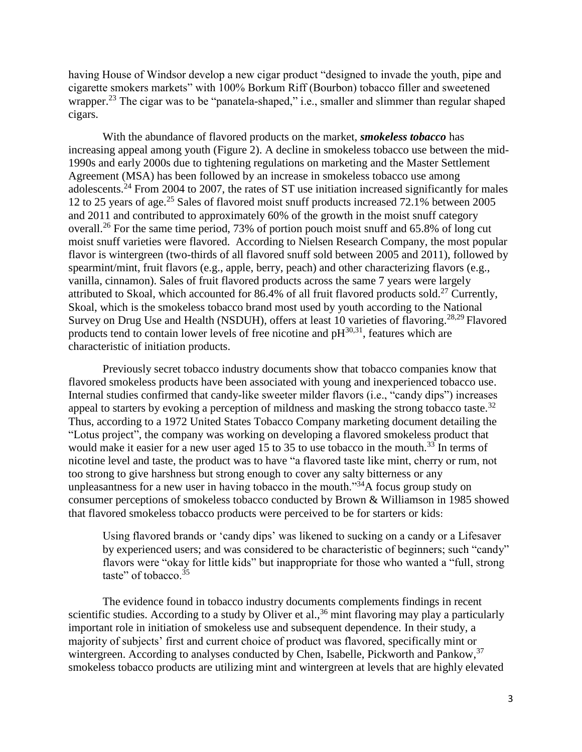having House of Windsor develop a new cigar product "designed to invade the youth, pipe and cigarette smokers markets" with 100% Borkum Riff (Bourbon) tobacco filler and sweetened wrapper.[23] The cigar was to be "panatela-shaped," i.e., smaller and slimmer than regular shaped cigars.

With the abundance of flavored products on the market, ***smokeless tobacco*** has increasing appeal among youth (Figure 2). A decline in smokeless tobacco use between the mid-1990s and early 2000s due to tightening regulations on marketing and the Master Settlement Agreement (MSA) has been followed by an increase in smokeless tobacco use among adolescents.[24] From 2004 to 2007, the rates of ST use initiation increased significantly for males 12 to 25 years of age.[25] Sales of flavored moist snuff products increased 72.1% between 2005 and 2011 and contributed to approximately 60% of the growth in the moist snuff category overall.[26] For the same time period, 73% of portion pouch moist snuff and 65.8% of long cut moist snuff varieties were flavored. According to Nielsen Research Company, the most popular flavor is wintergreen (two-thirds of all flavored snuff sold between 2005 and 2011), followed by spearmint/mint, fruit flavors (e.g., apple, berry, peach) and other characterizing flavors (e.g., vanilla, cinnamon). Sales of fruit flavored products across the same 7 years were largely attributed to Skoal, which accounted for 86.4% of all fruit flavored products sold.[27] Currently, Skoal, which is the smokeless tobacco brand most used by youth according to the National Survey on Drug Use and Health (NSDUH), offers at least 10 varieties of flavoring.[28,29] Flavored products tend to contain lower levels of free nicotine and pH[30,31], features which are characteristic of initiation products.

Previously secret tobacco industry documents show that tobacco companies know that flavored smokeless products have been associated with young and inexperienced tobacco use. Internal studies confirmed that candy-like sweeter milder flavors (i.e., "candy dips") increases appeal to starters by evoking a perception of mildness and masking the strong tobacco taste.[32] Thus, according to a 1972 United States Tobacco Company marketing document detailing the "Lotus project", the company was working on developing a flavored smokeless product that would make it easier for a new user aged 15 to 35 to use tobacco in the mouth.[33] In terms of nicotine level and taste, the product was to have "a flavored taste like mint, cherry or rum, not too strong to give harshness but strong enough to cover any salty bitterness or any unpleasantness for a new user in having tobacco in the mouth."[34] A focus group study on consumer perceptions of smokeless tobacco conducted by Brown & Williamson in 1985 showed that flavored smokeless tobacco products were perceived to be for starters or kids:

> Using flavored brands or 'candy dips' was likened to sucking on a candy or a Lifesaver by experienced users; and was considered to be characteristic of beginners; such "candy" flavors were "okay for little kids" but inappropriate for those who wanted a "full, strong taste" of tobacco.[35]

The evidence found in tobacco industry documents complements findings in recent scientific studies. According to a study by Oliver et al.,[36] mint flavoring may play a particularly important role in initiation of smokeless use and subsequent dependence. In their study, a majority of subjects' first and current choice of product was flavored, specifically mint or wintergreen. According to analyses conducted by Chen, Isabelle, Pickworth and Pankow,[37] smokeless tobacco products are utilizing mint and wintergreen at levels that are highly elevated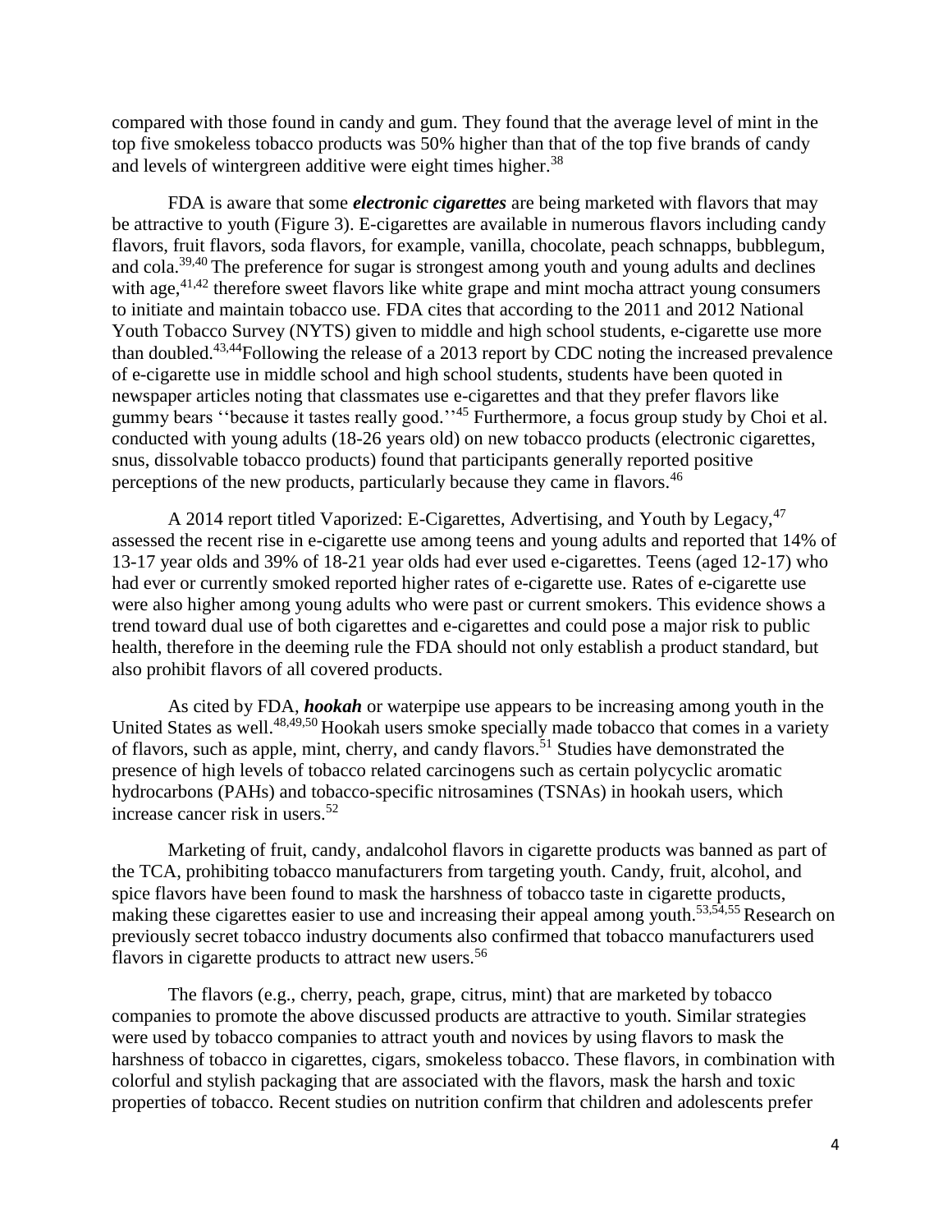compared with those found in candy and gum. They found that the average level of mint in the top five smokeless tobacco products was 50% higher than that of the top five brands of candy and levels of wintergreen additive were eight times higher.[38]

FDA is aware that some ***electronic cigarettes*** are being marketed with flavors that may be attractive to youth (Figure 3). E-cigarettes are available in numerous flavors including candy flavors, fruit flavors, soda flavors, for example, vanilla, chocolate, peach schnapps, bubblegum, and cola.[39,40] The preference for sugar is strongest among youth and young adults and declines with age,[41,42] therefore sweet flavors like white grape and mint mocha attract young consumers to initiate and maintain tobacco use. FDA cites that according to the 2011 and 2012 National Youth Tobacco Survey (NYTS) given to middle and high school students, e-cigarette use more than doubled.[43,44]Following the release of a 2013 report by CDC noting the increased prevalence of e-cigarette use in middle school and high school students, students have been quoted in newspaper articles noting that classmates use e-cigarettes and that they prefer flavors like gummy bears ''because it tastes really good.''[45] Furthermore, a focus group study by Choi et al. conducted with young adults (18-26 years old) on new tobacco products (electronic cigarettes, snus, dissolvable tobacco products) found that participants generally reported positive perceptions of the new products, particularly because they came in flavors.[46]

A 2014 report titled Vaporized: E-Cigarettes, Advertising, and Youth by Legacy,[47] assessed the recent rise in e-cigarette use among teens and young adults and reported that 14% of 13-17 year olds and 39% of 18-21 year olds had ever used e-cigarettes. Teens (aged 12-17) who had ever or currently smoked reported higher rates of e-cigarette use. Rates of e-cigarette use were also higher among young adults who were past or current smokers. This evidence shows a trend toward dual use of both cigarettes and e-cigarettes and could pose a major risk to public health, therefore in the deeming rule the FDA should not only establish a product standard, but also prohibit flavors of all covered products.

As cited by FDA, ***hookah*** or waterpipe use appears to be increasing among youth in the United States as well.[48,49,50] Hookah users smoke specially made tobacco that comes in a variety of flavors, such as apple, mint, cherry, and candy flavors.[51] Studies have demonstrated the presence of high levels of tobacco related carcinogens such as certain polycyclic aromatic hydrocarbons (PAHs) and tobacco-specific nitrosamines (TSNAs) in hookah users, which increase cancer risk in users.[52]

Marketing of fruit, candy, andalcohol flavors in cigarette products was banned as part of the TCA, prohibiting tobacco manufacturers from targeting youth. Candy, fruit, alcohol, and spice flavors have been found to mask the harshness of tobacco taste in cigarette products, making these cigarettes easier to use and increasing their appeal among youth.[53,54,55] Research on previously secret tobacco industry documents also confirmed that tobacco manufacturers used flavors in cigarette products to attract new users.[56]

The flavors (e.g., cherry, peach, grape, citrus, mint) that are marketed by tobacco companies to promote the above discussed products are attractive to youth. Similar strategies were used by tobacco companies to attract youth and novices by using flavors to mask the harshness of tobacco in cigarettes, cigars, smokeless tobacco. These flavors, in combination with colorful and stylish packaging that are associated with the flavors, mask the harsh and toxic properties of tobacco. Recent studies on nutrition confirm that children and adolescents prefer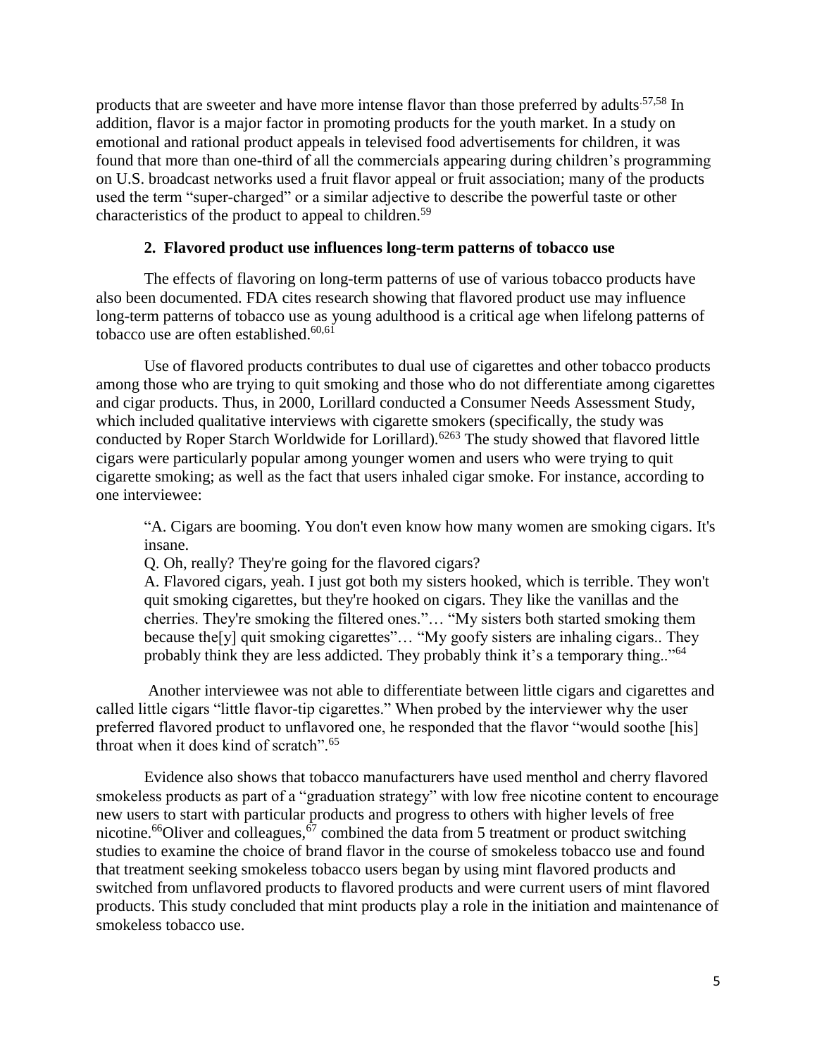products that are sweeter and have more intense flavor than those preferred by adults.[57,58] In addition, flavor is a major factor in promoting products for the youth market. In a study on emotional and rational product appeals in televised food advertisements for children, it was found that more than one-third of all the commercials appearing during children's programming on U.S. broadcast networks used a fruit flavor appeal or fruit association; many of the products used the term "super-charged" or a similar adjective to describe the powerful taste or other characteristics of the product to appeal to children.[59]

### 2. Flavored product use influences long-term patterns of tobacco use

The effects of flavoring on long-term patterns of use of various tobacco products have also been documented. FDA cites research showing that flavored product use may influence long-term patterns of tobacco use as young adulthood is a critical age when lifelong patterns of tobacco use are often established.[60,61]

Use of flavored products contributes to dual use of cigarettes and other tobacco products among those who are trying to quit smoking and those who do not differentiate among cigarettes and cigar products. Thus, in 2000, Lorillard conducted a Consumer Needs Assessment Study, which included qualitative interviews with cigarette smokers (specifically, the study was conducted by Roper Starch Worldwide for Lorillard).[6263] The study showed that flavored little cigars were particularly popular among younger women and users who were trying to quit cigarette smoking; as well as the fact that users inhaled cigar smoke. For instance, according to one interviewee:

> "A. Cigars are booming. You don't even know how many women are smoking cigars. It's insane.
>
> Q. Oh, really? They're going for the flavored cigars?
>
> A. Flavored cigars, yeah. I just got both my sisters hooked, which is terrible. They won't quit smoking cigarettes, but they're hooked on cigars. They like the vanillas and the cherries. They're smoking the filtered ones."… "My sisters both started smoking them because the[y] quit smoking cigarettes"… "My goofy sisters are inhaling cigars.. They probably think they are less addicted. They probably think it's a temporary thing.."[64]

Another interviewee was not able to differentiate between little cigars and cigarettes and called little cigars "little flavor-tip cigarettes." When probed by the interviewer why the user preferred flavored product to unflavored one, he responded that the flavor "would soothe [his] throat when it does kind of scratch".[65]

Evidence also shows that tobacco manufacturers have used menthol and cherry flavored smokeless products as part of a "graduation strategy" with low free nicotine content to encourage new users to start with particular products and progress to others with higher levels of free nicotine.[66]Oliver and colleagues,[67] combined the data from 5 treatment or product switching studies to examine the choice of brand flavor in the course of smokeless tobacco use and found that treatment seeking smokeless tobacco users began by using mint flavored products and switched from unflavored products to flavored products and were current users of mint flavored products. This study concluded that mint products play a role in the initiation and maintenance of smokeless tobacco use.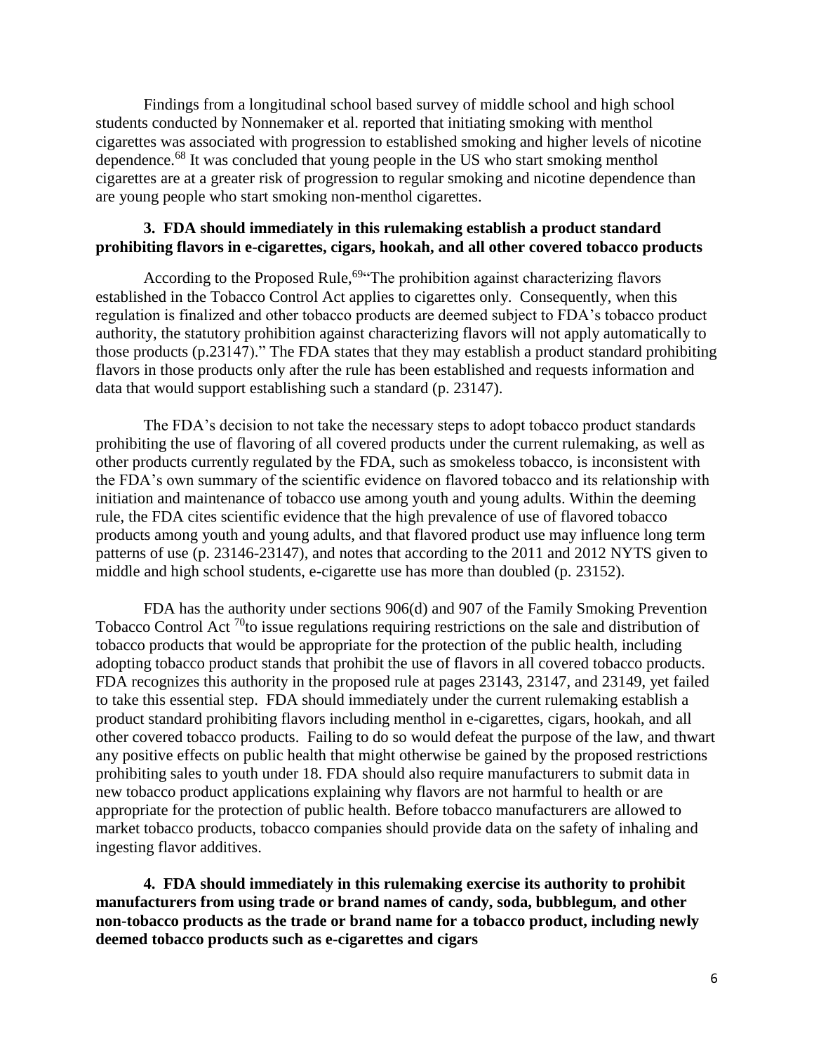Findings from a longitudinal school based survey of middle school and high school students conducted by Nonnemaker et al. reported that initiating smoking with menthol cigarettes was associated with progression to established smoking and higher levels of nicotine dependence.[68] It was concluded that young people in the US who start smoking menthol cigarettes are at a greater risk of progression to regular smoking and nicotine dependence than are young people who start smoking non-menthol cigarettes.

**3. FDA should immediately in this rulemaking establish a product standard prohibiting flavors in e-cigarettes, cigars, hookah, and all other covered tobacco products**

According to the Proposed Rule,[69]"The prohibition against characterizing flavors established in the Tobacco Control Act applies to cigarettes only. Consequently, when this regulation is finalized and other tobacco products are deemed subject to FDA's tobacco product authority, the statutory prohibition against characterizing flavors will not apply automatically to those products (p.23147)." The FDA states that they may establish a product standard prohibiting flavors in those products only after the rule has been established and requests information and data that would support establishing such a standard (p. 23147).

The FDA's decision to not take the necessary steps to adopt tobacco product standards prohibiting the use of flavoring of all covered products under the current rulemaking, as well as other products currently regulated by the FDA, such as smokeless tobacco, is inconsistent with the FDA's own summary of the scientific evidence on flavored tobacco and its relationship with initiation and maintenance of tobacco use among youth and young adults. Within the deeming rule, the FDA cites scientific evidence that the high prevalence of use of flavored tobacco products among youth and young adults, and that flavored product use may influence long term patterns of use (p. 23146-23147), and notes that according to the 2011 and 2012 NYTS given to middle and high school students, e-cigarette use has more than doubled (p. 23152).

FDA has the authority under sections 906(d) and 907 of the Family Smoking Prevention Tobacco Control Act [70]to issue regulations requiring restrictions on the sale and distribution of tobacco products that would be appropriate for the protection of the public health, including adopting tobacco product stands that prohibit the use of flavors in all covered tobacco products. FDA recognizes this authority in the proposed rule at pages 23143, 23147, and 23149, yet failed to take this essential step. FDA should immediately under the current rulemaking establish a product standard prohibiting flavors including menthol in e-cigarettes, cigars, hookah, and all other covered tobacco products. Failing to do so would defeat the purpose of the law, and thwart any positive effects on public health that might otherwise be gained by the proposed restrictions prohibiting sales to youth under 18. FDA should also require manufacturers to submit data in new tobacco product applications explaining why flavors are not harmful to health or are appropriate for the protection of public health. Before tobacco manufacturers are allowed to market tobacco products, tobacco companies should provide data on the safety of inhaling and ingesting flavor additives.

**4. FDA should immediately in this rulemaking exercise its authority to prohibit manufacturers from using trade or brand names of candy, soda, bubblegum, and other non-tobacco products as the trade or brand name for a tobacco product, including newly deemed tobacco products such as e-cigarettes and cigars**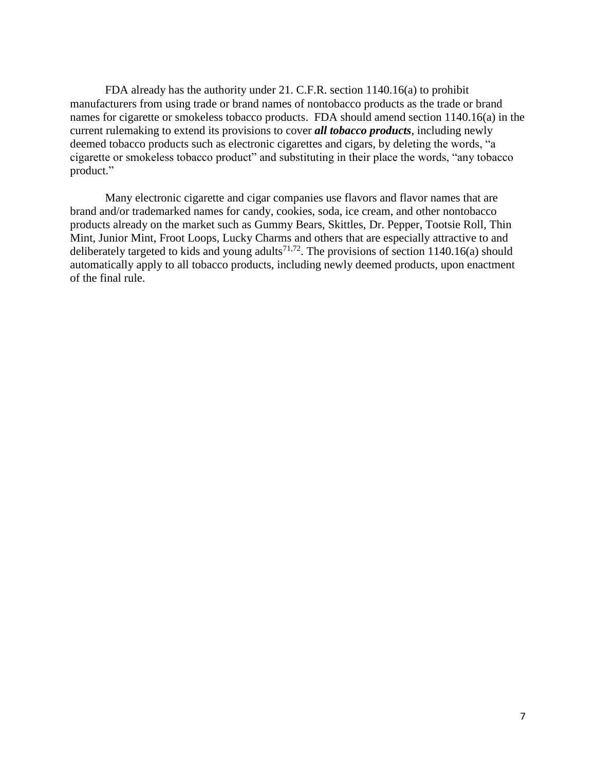FDA already has the authority under 21. C.F.R. section 1140.16(a) to prohibit manufacturers from using trade or brand names of nontobacco products as the trade or brand names for cigarette or smokeless tobacco products. FDA should amend section 1140.16(a) in the current rulemaking to extend its provisions to cover ***all tobacco products***, including newly deemed tobacco products such as electronic cigarettes and cigars, by deleting the words, "a cigarette or smokeless tobacco product" and substituting in their place the words, "any tobacco product."

Many electronic cigarette and cigar companies use flavors and flavor names that are brand and/or trademarked names for candy, cookies, soda, ice cream, and other nontobacco products already on the market such as Gummy Bears, Skittles, Dr. Pepper, Tootsie Roll, Thin Mint, Junior Mint, Froot Loops, Lucky Charms and others that are especially attractive to and deliberately targeted to kids and young adults[71,72]. The provisions of section 1140.16(a) should automatically apply to all tobacco products, including newly deemed products, upon enactment of the final rule.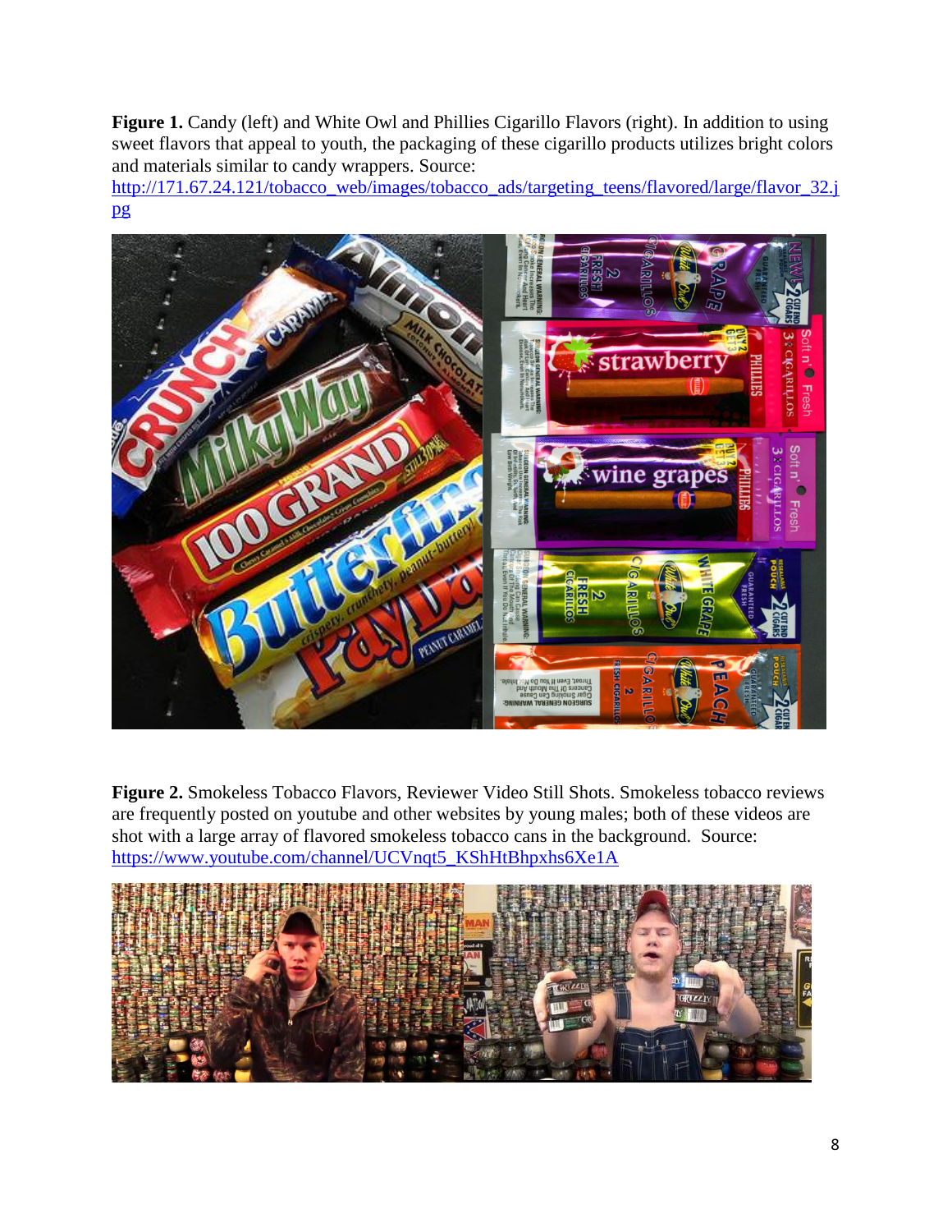**Figure 1.** Candy (left) and White Owl and Phillies Cigarillo Flavors (right). In addition to using sweet flavors that appeal to youth, the packaging of these cigarillo products utilizes bright colors and materials similar to candy wrappers. Source: http://171.67.24.121/tobacco_web/images/tobacco_ads/targeting_teens/flavored/large/flavor_32.jpg

**Figure 2.** Smokeless Tobacco Flavors, Reviewer Video Still Shots. Smokeless tobacco reviews are frequently posted on youtube and other websites by young males; both of these videos are shot with a large array of flavored smokeless tobacco cans in the background. Source: https://www.youtube.com/channel/UCVnqt5_KShHtBhpxhs6Xe1A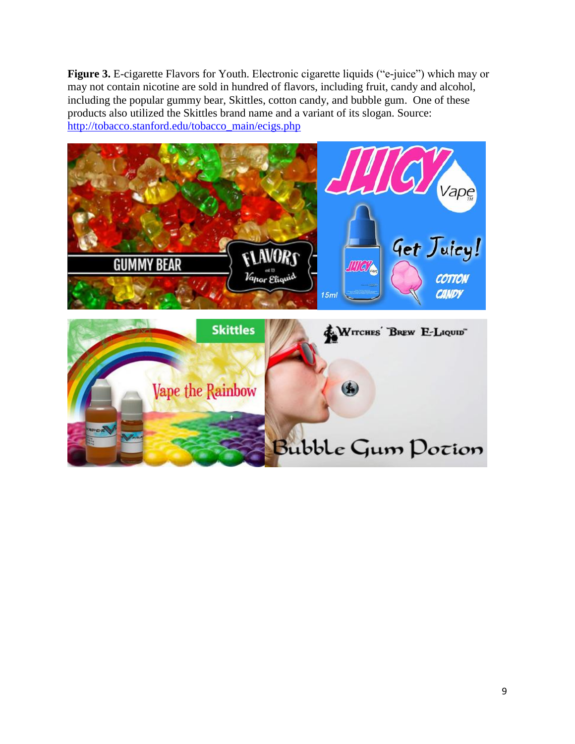**Figure 3.** E-cigarette Flavors for Youth. Electronic cigarette liquids ("e-juice") which may or may not contain nicotine are sold in hundred of flavors, including fruit, candy and alcohol, including the popular gummy bear, Skittles, cotton candy, and bubble gum. One of these products also utilized the Skittles brand name and a variant of its slogan. Source: http://tobacco.stanford.edu/tobacco_main/ecigs.php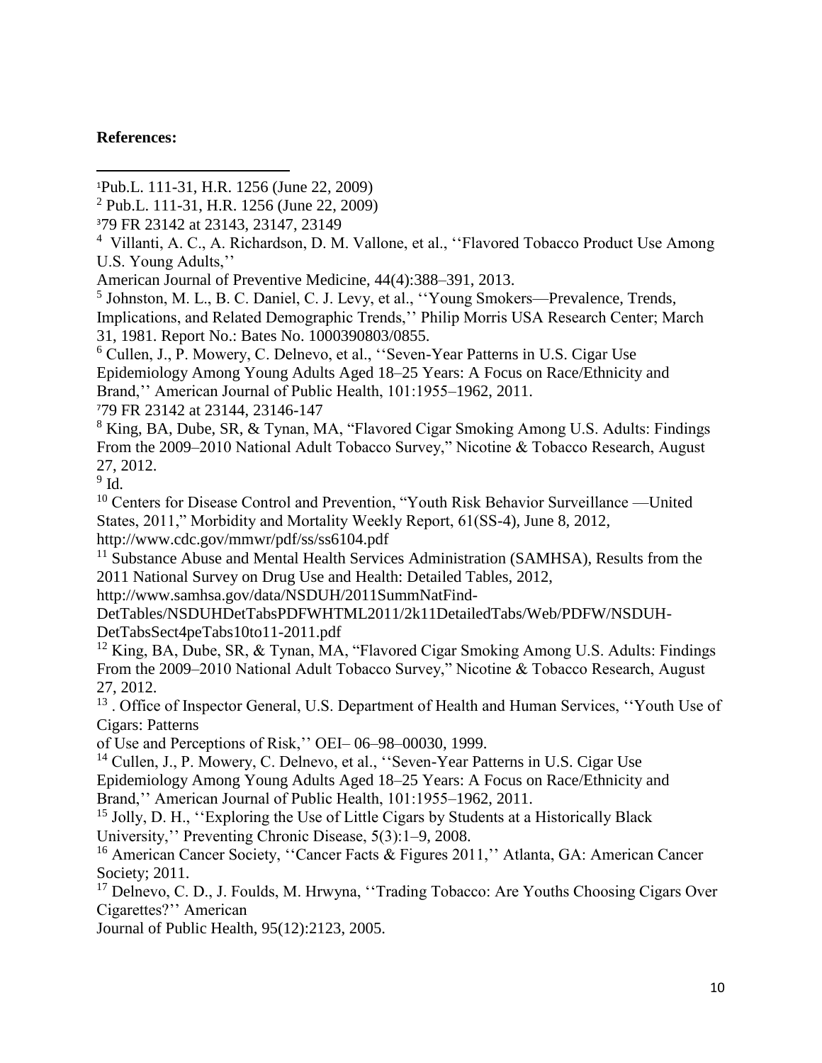**References:**

[1]Pub.L. 111-31, H.R. 1256 (June 22, 2009)

[2] Pub.L. 111-31, H.R. 1256 (June 22, 2009)

[3]79 FR 23142 at 23143, 23147, 23149

[4] Villanti, A. C., A. Richardson, D. M. Vallone, et al., ''Flavored Tobacco Product Use Among U.S. Young Adults,''
American Journal of Preventive Medicine, 44(4):388–391, 2013.

[5] Johnston, M. L., B. C. Daniel, C. J. Levy, et al., ''Young Smokers—Prevalence, Trends, Implications, and Related Demographic Trends,'' Philip Morris USA Research Center; March 31, 1981. Report No.: Bates No. 1000390803/0855.

[6] Cullen, J., P. Mowery, C. Delnevo, et al., ''Seven-Year Patterns in U.S. Cigar Use Epidemiology Among Young Adults Aged 18–25 Years: A Focus on Race/Ethnicity and Brand,'' American Journal of Public Health, 101:1955–1962, 2011.

[7]79 FR 23142 at 23144, 23146-147

[8] King, BA, Dube, SR, & Tynan, MA, "Flavored Cigar Smoking Among U.S. Adults: Findings From the 2009–2010 National Adult Tobacco Survey," Nicotine & Tobacco Research, August 27, 2012.

[9] Id.

[10] Centers for Disease Control and Prevention, "Youth Risk Behavior Surveillance —United States, 2011," Morbidity and Mortality Weekly Report, 61(SS-4), June 8, 2012, http://www.cdc.gov/mmwr/pdf/ss/ss6104.pdf

[11] Substance Abuse and Mental Health Services Administration (SAMHSA), Results from the 2011 National Survey on Drug Use and Health: Detailed Tables, 2012, http://www.samhsa.gov/data/NSDUH/2011SummNatFind-DetTables/NSDUHDetTabsPDFWHTML2011/2k11DetailedTabs/Web/PDFW/NSDUH-DetTabsSect4peTabs10to11-2011.pdf

[12] King, BA, Dube, SR, & Tynan, MA, "Flavored Cigar Smoking Among U.S. Adults: Findings From the 2009–2010 National Adult Tobacco Survey," Nicotine & Tobacco Research, August 27, 2012.

[13] . Office of Inspector General, U.S. Department of Health and Human Services, ''Youth Use of Cigars: Patterns
of Use and Perceptions of Risk,'' OEI– 06–98–00030, 1999.

[14] Cullen, J., P. Mowery, C. Delnevo, et al., ''Seven-Year Patterns in U.S. Cigar Use Epidemiology Among Young Adults Aged 18–25 Years: A Focus on Race/Ethnicity and Brand,'' American Journal of Public Health, 101:1955–1962, 2011.

[15] Jolly, D. H., ''Exploring the Use of Little Cigars by Students at a Historically Black University,'' Preventing Chronic Disease, 5(3):1–9, 2008.

[16] American Cancer Society, ''Cancer Facts & Figures 2011,'' Atlanta, GA: American Cancer Society; 2011.

[17] Delnevo, C. D., J. Foulds, M. Hrwyna, ''Trading Tobacco: Are Youths Choosing Cigars Over Cigarettes?'' American
Journal of Public Health, 95(12):2123, 2005.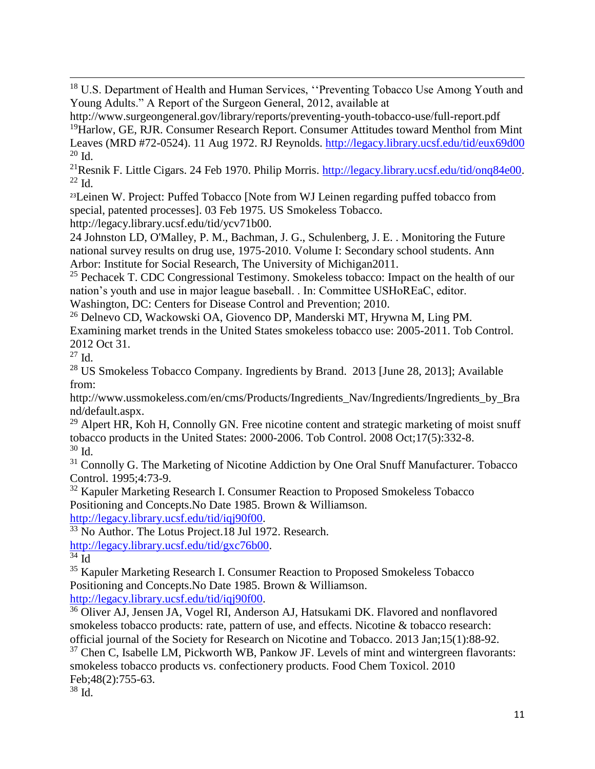[18] U.S. Department of Health and Human Services, ''Preventing Tobacco Use Among Youth and Young Adults." A Report of the Surgeon General, 2012, available at http://www.surgeongeneral.gov/library/reports/preventing-youth-tobacco-use/full-report.pdf

[19] Harlow, GE, RJR. Consumer Research Report. Consumer Attitudes toward Menthol from Mint Leaves (MRD #72-0524). 11 Aug 1972. RJ Reynolds. http://legacy.library.ucsf.edu/tid/eux69d00

[20] Id.

[21] Resnik F. Little Cigars. 24 Feb 1970. Philip Morris. http://legacy.library.ucsf.edu/tid/onq84e00.

[22] Id.

[23] Leinen W. Project: Puffed Tobacco [Note from WJ Leinen regarding puffed tobacco from special, patented processes]. 03 Feb 1975. US Smokeless Tobacco. http://legacy.library.ucsf.edu/tid/ycv71b00.

24 Johnston LD, O'Malley, P. M., Bachman, J. G., Schulenberg, J. E. . Monitoring the Future national survey results on drug use, 1975-2010. Volume I: Secondary school students. Ann Arbor: Institute for Social Research, The University of Michigan2011.

[25] Pechacek T. CDC Congressional Testimony. Smokeless tobacco: Impact on the health of our nation's youth and use in major league baseball. . In: Committee USHoREaC, editor. Washington, DC: Centers for Disease Control and Prevention; 2010.

[26] Delnevo CD, Wackowski OA, Giovenco DP, Manderski MT, Hrywna M, Ling PM. Examining market trends in the United States smokeless tobacco use: 2005-2011. Tob Control. 2012 Oct 31.

[27] Id.

[28] US Smokeless Tobacco Company. Ingredients by Brand. 2013 [June 28, 2013]; Available from: http://www.ussmokeless.com/en/cms/Products/Ingredients_Nav/Ingredients/Ingredients_by_Brand/default.aspx.

[29] Alpert HR, Koh H, Connolly GN. Free nicotine content and strategic marketing of moist snuff tobacco products in the United States: 2000-2006. Tob Control. 2008 Oct;17(5):332-8.

[30] Id.

[31] Connolly G. The Marketing of Nicotine Addiction by One Oral Snuff Manufacturer. Tobacco Control. 1995;4:73-9.

[32] Kapuler Marketing Research I. Consumer Reaction to Proposed Smokeless Tobacco Positioning and Concepts.No Date 1985. Brown & Williamson. http://legacy.library.ucsf.edu/tid/iqj90f00.

[33] No Author. The Lotus Project.18 Jul 1972. Research. http://legacy.library.ucsf.edu/tid/gxc76b00.

[34] Id

[35] Kapuler Marketing Research I. Consumer Reaction to Proposed Smokeless Tobacco Positioning and Concepts.No Date 1985. Brown & Williamson. http://legacy.library.ucsf.edu/tid/iqj90f00.

[36] Oliver AJ, Jensen JA, Vogel RI, Anderson AJ, Hatsukami DK. Flavored and nonflavored smokeless tobacco products: rate, pattern of use, and effects. Nicotine & tobacco research: official journal of the Society for Research on Nicotine and Tobacco. 2013 Jan;15(1):88-92.

[37] Chen C, Isabelle LM, Pickworth WB, Pankow JF. Levels of mint and wintergreen flavorants: smokeless tobacco products vs. confectionery products. Food Chem Toxicol. 2010 Feb;48(2):755-63.

[38] Id.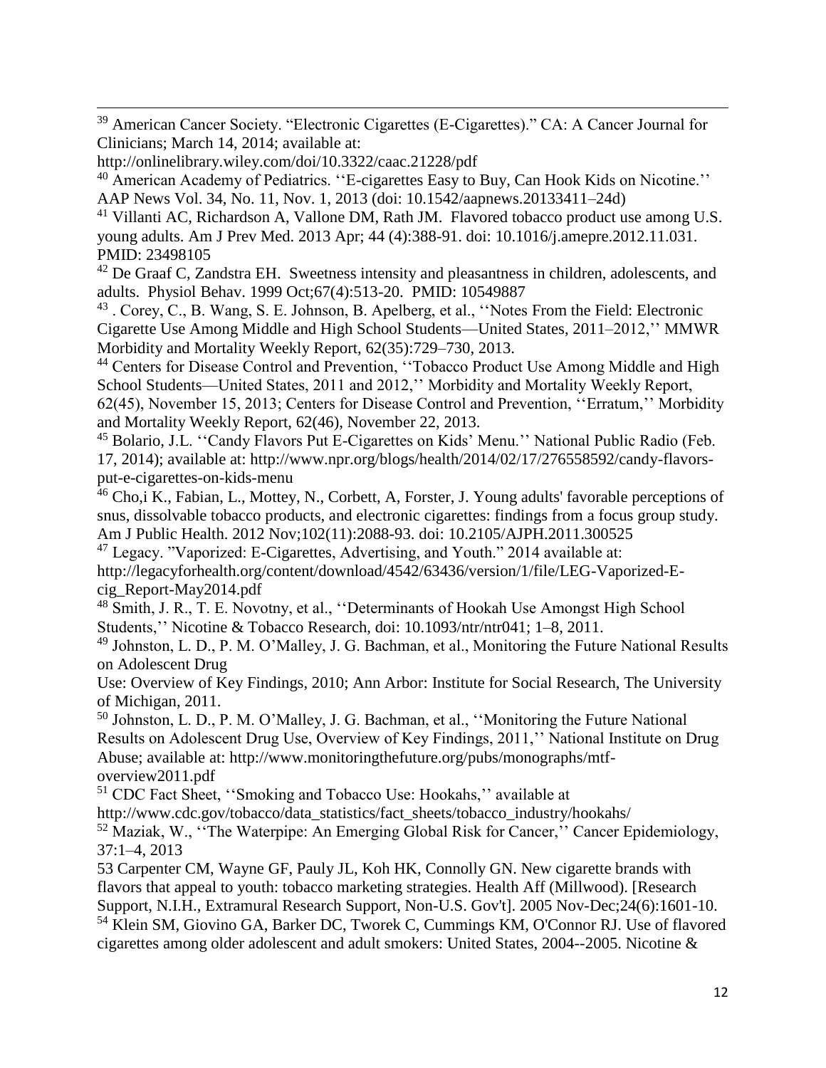[39] American Cancer Society. "Electronic Cigarettes (E-Cigarettes)." CA: A Cancer Journal for Clinicians; March 14, 2014; available at: http://onlinelibrary.wiley.com/doi/10.3322/caac.21228/pdf

[40] American Academy of Pediatrics. ''E-cigarettes Easy to Buy, Can Hook Kids on Nicotine.'' AAP News Vol. 34, No. 11, Nov. 1, 2013 (doi: 10.1542/aapnews.20133411–24d)

[41] Villanti AC, Richardson A, Vallone DM, Rath JM. Flavored tobacco product use among U.S. young adults. Am J Prev Med. 2013 Apr; 44 (4):388-91. doi: 10.1016/j.amepre.2012.11.031. PMID: 23498105

[42] De Graaf C, Zandstra EH. Sweetness intensity and pleasantness in children, adolescents, and adults. Physiol Behav. 1999 Oct;67(4):513-20. PMID: 10549887

[43] . Corey, C., B. Wang, S. E. Johnson, B. Apelberg, et al., ''Notes From the Field: Electronic Cigarette Use Among Middle and High School Students—United States, 2011–2012,'' MMWR Morbidity and Mortality Weekly Report, 62(35):729–730, 2013.

[44] Centers for Disease Control and Prevention, ''Tobacco Product Use Among Middle and High School Students—United States, 2011 and 2012,'' Morbidity and Mortality Weekly Report, 62(45), November 15, 2013; Centers for Disease Control and Prevention, ''Erratum,'' Morbidity and Mortality Weekly Report, 62(46), November 22, 2013.

[45] Bolario, J.L. ''Candy Flavors Put E-Cigarettes on Kids' Menu.'' National Public Radio (Feb. 17, 2014); available at: http://www.npr.org/blogs/health/2014/02/17/276558592/candy-flavors-put-e-cigarettes-on-kids-menu

[46] Cho,i K., Fabian, L., Mottey, N., Corbett, A, Forster, J. Young adults' favorable perceptions of snus, dissolvable tobacco products, and electronic cigarettes: findings from a focus group study. Am J Public Health. 2012 Nov;102(11):2088-93. doi: 10.2105/AJPH.2011.300525

[47] Legacy. "Vaporized: E-Cigarettes, Advertising, and Youth." 2014 available at: http://legacyforhealth.org/content/download/4542/63436/version/1/file/LEG-Vaporized-E-cig_Report-May2014.pdf

[48] Smith, J. R., T. E. Novotny, et al., ''Determinants of Hookah Use Amongst High School Students,'' Nicotine & Tobacco Research, doi: 10.1093/ntr/ntr041; 1–8, 2011.

[49] Johnston, L. D., P. M. O'Malley, J. G. Bachman, et al., Monitoring the Future National Results on Adolescent Drug Use: Overview of Key Findings, 2010; Ann Arbor: Institute for Social Research, The University of Michigan, 2011.

[50] Johnston, L. D., P. M. O'Malley, J. G. Bachman, et al., ''Monitoring the Future National Results on Adolescent Drug Use, Overview of Key Findings, 2011,'' National Institute on Drug Abuse; available at: http://www.monitoringthefuture.org/pubs/monographs/mtf-overview2011.pdf

[51] CDC Fact Sheet, ''Smoking and Tobacco Use: Hookahs,'' available at http://www.cdc.gov/tobacco/data_statistics/fact_sheets/tobacco_industry/hookahs/

[52] Maziak, W., ''The Waterpipe: An Emerging Global Risk for Cancer,'' Cancer Epidemiology, 37:1–4, 2013

53 Carpenter CM, Wayne GF, Pauly JL, Koh HK, Connolly GN. New cigarette brands with flavors that appeal to youth: tobacco marketing strategies. Health Aff (Millwood). [Research Support, N.I.H., Extramural Research Support, Non-U.S. Gov't]. 2005 Nov-Dec;24(6):1601-10.

[54] Klein SM, Giovino GA, Barker DC, Tworek C, Cummings KM, O'Connor RJ. Use of flavored cigarettes among older adolescent and adult smokers: United States, 2004--2005. Nicotine &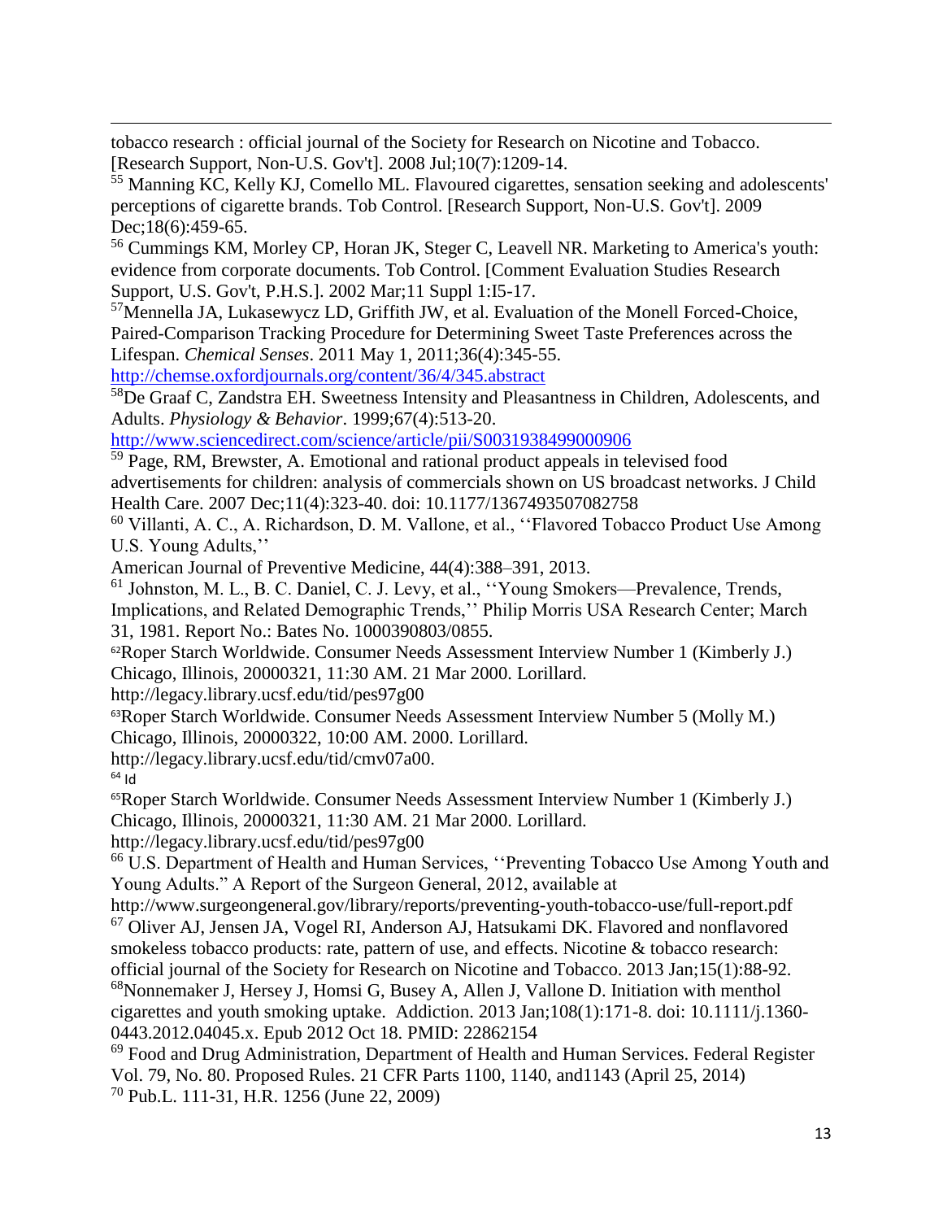tobacco research : official journal of the Society for Research on Nicotine and Tobacco. [Research Support, Non-U.S. Gov't]. 2008 Jul;10(7):1209-14.

[55] Manning KC, Kelly KJ, Comello ML. Flavoured cigarettes, sensation seeking and adolescents' perceptions of cigarette brands. Tob Control. [Research Support, Non-U.S. Gov't]. 2009 Dec;18(6):459-65.

[56] Cummings KM, Morley CP, Horan JK, Steger C, Leavell NR. Marketing to America's youth: evidence from corporate documents. Tob Control. [Comment Evaluation Studies Research Support, U.S. Gov't, P.H.S.]. 2002 Mar;11 Suppl 1:I5-17.

[57] Mennella JA, Lukasewycz LD, Griffith JW, et al. Evaluation of the Monell Forced-Choice, Paired-Comparison Tracking Procedure for Determining Sweet Taste Preferences across the Lifespan. *Chemical Senses*. 2011 May 1, 2011;36(4):345-55. http://chemse.oxfordjournals.org/content/36/4/345.abstract

[58] De Graaf C, Zandstra EH. Sweetness Intensity and Pleasantness in Children, Adolescents, and Adults. *Physiology & Behavior*. 1999;67(4):513-20. http://www.sciencedirect.com/science/article/pii/S0031938499000906

[59] Page, RM, Brewster, A. Emotional and rational product appeals in televised food advertisements for children: analysis of commercials shown on US broadcast networks. J Child Health Care. 2007 Dec;11(4):323-40. doi: 10.1177/1367493507082758

[60] Villanti, A. C., A. Richardson, D. M. Vallone, et al., ''Flavored Tobacco Product Use Among U.S. Young Adults,''
American Journal of Preventive Medicine, 44(4):388–391, 2013.

[61] Johnston, M. L., B. C. Daniel, C. J. Levy, et al., ''Young Smokers—Prevalence, Trends, Implications, and Related Demographic Trends,'' Philip Morris USA Research Center; March 31, 1981. Report No.: Bates No. 1000390803/0855.

[62] Roper Starch Worldwide. Consumer Needs Assessment Interview Number 1 (Kimberly J.) Chicago, Illinois, 20000321, 11:30 AM. 21 Mar 2000. Lorillard. http://legacy.library.ucsf.edu/tid/pes97g00

[63] Roper Starch Worldwide. Consumer Needs Assessment Interview Number 5 (Molly M.) Chicago, Illinois, 20000322, 10:00 AM. 2000. Lorillard. http://legacy.library.ucsf.edu/tid/cmv07a00.

[64] Id

[65] Roper Starch Worldwide. Consumer Needs Assessment Interview Number 1 (Kimberly J.) Chicago, Illinois, 20000321, 11:30 AM. 21 Mar 2000. Lorillard. http://legacy.library.ucsf.edu/tid/pes97g00

[66] U.S. Department of Health and Human Services, ''Preventing Tobacco Use Among Youth and Young Adults." A Report of the Surgeon General, 2012, available at http://www.surgeongeneral.gov/library/reports/preventing-youth-tobacco-use/full-report.pdf

[67] Oliver AJ, Jensen JA, Vogel RI, Anderson AJ, Hatsukami DK. Flavored and nonflavored smokeless tobacco products: rate, pattern of use, and effects. Nicotine & tobacco research: official journal of the Society for Research on Nicotine and Tobacco. 2013 Jan;15(1):88-92.

[68] Nonnemaker J, Hersey J, Homsi G, Busey A, Allen J, Vallone D. Initiation with menthol cigarettes and youth smoking uptake. Addiction. 2013 Jan;108(1):171-8. doi: 10.1111/j.1360-0443.2012.04045.x. Epub 2012 Oct 18. PMID: 22862154

[69] Food and Drug Administration, Department of Health and Human Services. Federal Register Vol. 79, No. 80. Proposed Rules. 21 CFR Parts 1100, 1140, and1143 (April 25, 2014)

[70] Pub.L. 111-31, H.R. 1256 (June 22, 2009)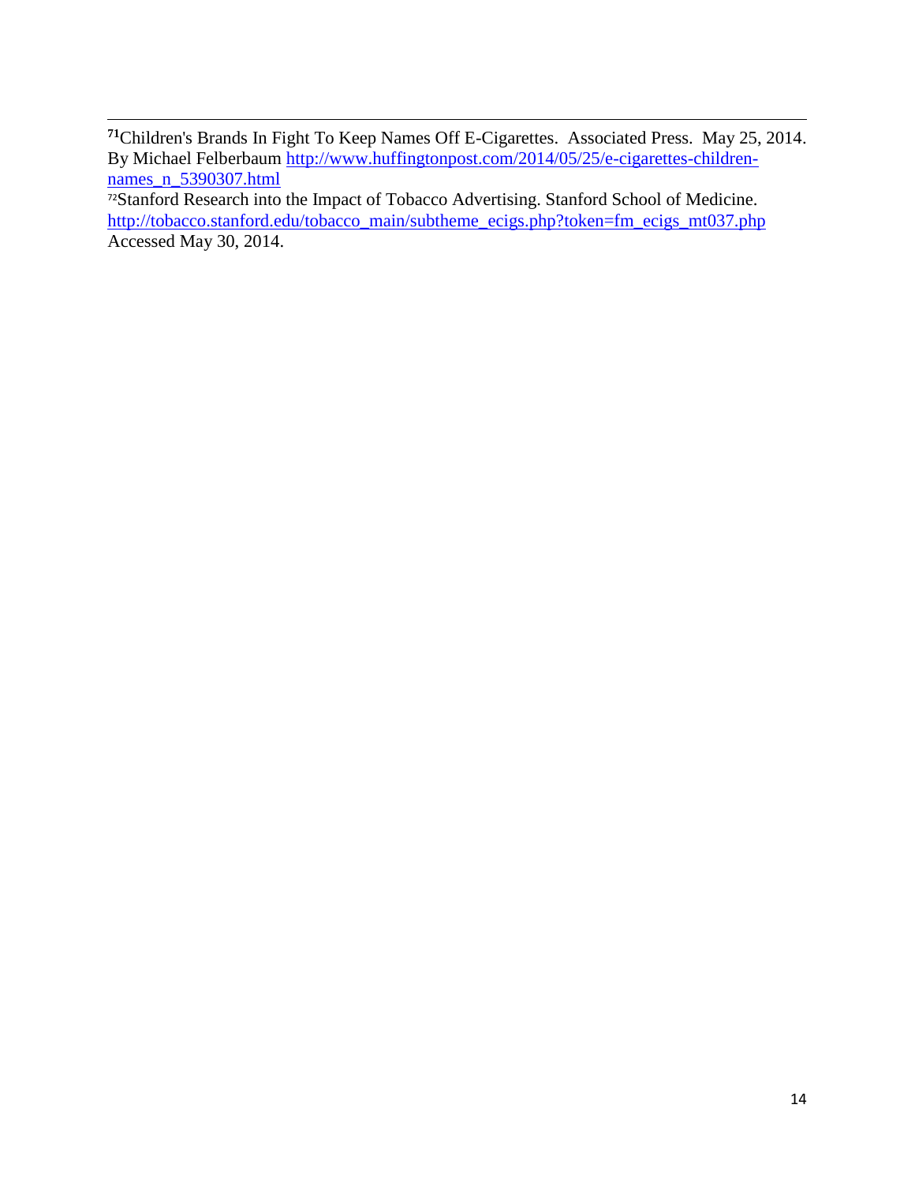---

[71]Children's Brands In Fight To Keep Names Off E-Cigarettes. Associated Press. May 25, 2014. By Michael Felberbaum http://www.huffingtonpost.com/2014/05/25/e-cigarettes-children-names_n_5390307.html

[72]Stanford Research into the Impact of Tobacco Advertising. Stanford School of Medicine. http://tobacco.stanford.edu/tobacco_main/subtheme_ecigs.php?token=fm_ecigs_mt037.php Accessed May 30, 2014.